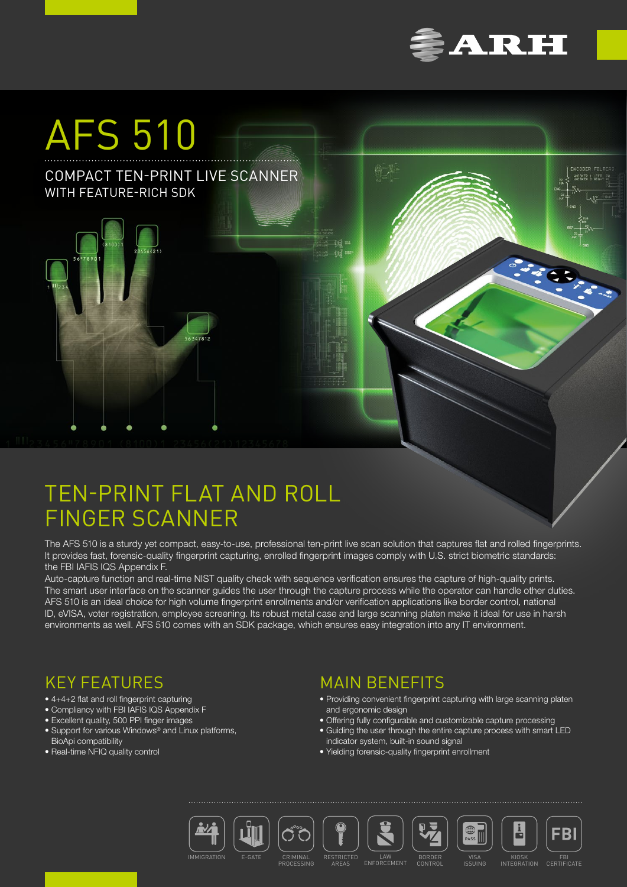# AFS 510

COMPACT TEN-PRINT LIVE SCANNER
WITH FEATURE-RICH SDK

## TEN-PRINT FLAT AND ROLL FINGER SCANNER

The AFS 510 is a sturdy yet compact, easy-to-use, professional ten-print live scan solution that captures flat and rolled fingerprints. It provides fast, forensic-quality fingerprint capturing, enrolled fingerprint images comply with U.S. strict biometric standards: the FBI IAFIS IQS Appendix F.

Auto-capture function and real-time NIST quality check with sequence verification ensures the capture of high-quality prints. The smart user interface on the scanner guides the user through the capture process while the operator can handle other duties. AFS 510 is an ideal choice for high volume fingerprint enrollments and/or verification applications like border control, national ID, eVISA, voter registration, employee screening. Its robust metal case and large scanning platen make it ideal for use in harsh environments as well. AFS 510 comes with an SDK package, which ensures easy integration into any IT environment.

## KEY FEATURES

- 4+4+2 flat and roll fingerprint capturing
- Compliancy with FBI IAFIS IQS Appendix F
- Excellent quality, 500 PPI finger images
- Support for various Windows® and Linux platforms, BioApi compatibility
- Real-time NFIQ quality control

## MAIN BENEFITS

- Providing convenient fingerprint capturing with large scanning platen and ergonomic design
- Offering fully configurable and customizable capture processing
- Guiding the user through the entire capture process with smart LED indicator system, built-in sound signal
- Yielding forensic-quality fingerprint enrollment

IMMIGRATION | E-GATE | CRIMINAL PROCESSING | RESTRICTED AREAS | LAW ENFORCEMENT | BORDER CONTROL | VISA ISSUING | KIOSK INTEGRATION | FBI CERTIFICATE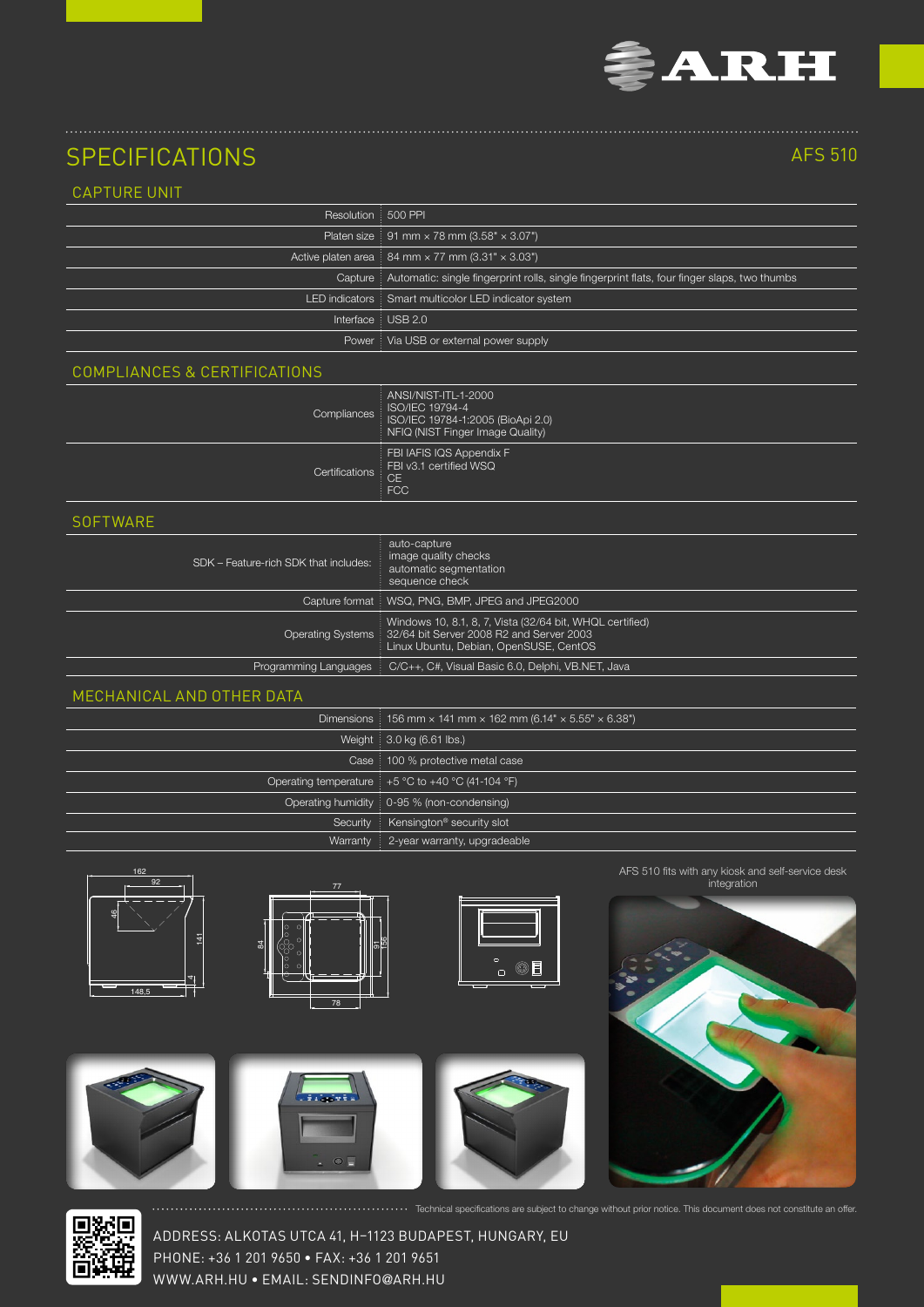## SPECIFICATIONS

AFS 510

### CAPTURE UNIT

| | |
|---|---|
| Resolution | 500 PPI |
| Platen size | 91 mm × 78 mm (3.58" × 3.07") |
| Active platen area | 84 mm × 77 mm (3.31" × 3.03") |
| Capture | Automatic: single fingerprint rolls, single fingerprint flats, four finger slaps, two thumbs |
| LED indicators | Smart multicolor LED indicator system |
| Interface | USB 2.0 |
| Power | Via USB or external power supply |

### COMPLIANCES & CERTIFICATIONS

| | |
|---|---|
| Compliances | ANSI/NIST-ITL-1-2000<br>ISO/IEC 19794-4<br>ISO/IEC 19784-1:2005 (BioApi 2.0)<br>NFIQ (NIST Finger Image Quality) |
| Certifications | FBI IAFIS IQS Appendix F<br>FBI v3.1 certified WSQ<br>CE<br>FCC |

### SOFTWARE

| | |
|---|---|
| SDK – Feature-rich SDK that includes: | auto-capture<br>image quality checks<br>automatic segmentation<br>sequence check |
| Capture format | WSQ, PNG, BMP, JPEG and JPEG2000 |
| Operating Systems | Windows 10, 8.1, 8, 7, Vista (32/64 bit, WHQL certified)<br>32/64 bit Server 2008 R2 and Server 2003<br>Linux Ubuntu, Debian, OpenSUSE, CentOS |
| Programming Languages | C/C++, C#, Visual Basic 6.0, Delphi, VB.NET, Java |

### MECHANICAL AND OTHER DATA

| | |
|---|---|
| Dimensions | 156 mm × 141 mm × 162 mm (6.14" × 5.55" × 6.38") |
| Weight | 3.0 kg (6.61 lbs.) |
| Case | 100 % protective metal case |
| Operating temperature | +5 °C to +40 °C (41-104 °F) |
| Operating humidity | 0-95 % (non-condensing) |
| Security | Kensington® security slot |
| Warranty | 2-year warranty, upgradeable |

162
92
46
141
4
148,5
77
84
91
156
78

AFS 510 fits with any kiosk and self-service desk integration

Technical specifications are subject to change without prior notice. This document does not constitute an offer.

ADDRESS: ALKOTAS UTCA 41, H–1123 BUDAPEST, HUNGARY, EU
PHONE: +36 1 201 9650 • FAX: +36 1 201 9651
WWW.ARH.HU • EMAIL: SENDINFO@ARH.HU